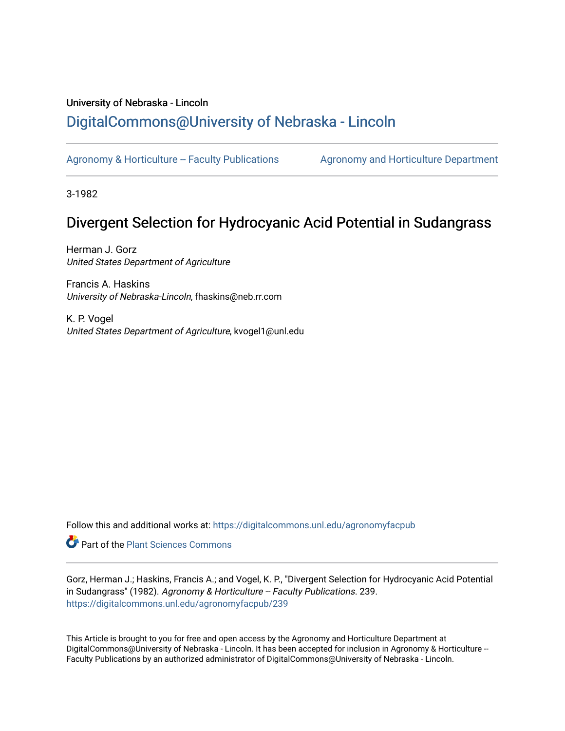University of Nebraska - Lincoln

# DigitalCommons@University of Nebraska - Lincoln

Agronomy & Horticulture -- Faculty Publications

Agronomy and Horticulture Department

3-1982

## Divergent Selection for Hydrocyanic Acid Potential in Sudangrass

Herman J. Gorz
*United States Department of Agriculture*

Francis A. Haskins
*University of Nebraska-Lincoln*, fhaskins@neb.rr.com

K. P. Vogel
*United States Department of Agriculture*, kvogel1@unl.edu

Follow this and additional works at: https://digitalcommons.unl.edu/agronomyfacpub

Part of the Plant Sciences Commons

Gorz, Herman J.; Haskins, Francis A.; and Vogel, K. P., "Divergent Selection for Hydrocyanic Acid Potential in Sudangrass" (1982). *Agronomy & Horticulture -- Faculty Publications*. 239.
https://digitalcommons.unl.edu/agronomyfacpub/239

This Article is brought to you for free and open access by the Agronomy and Horticulture Department at DigitalCommons@University of Nebraska - Lincoln. It has been accepted for inclusion in Agronomy & Horticulture -- Faculty Publications by an authorized administrator of DigitalCommons@University of Nebraska - Lincoln.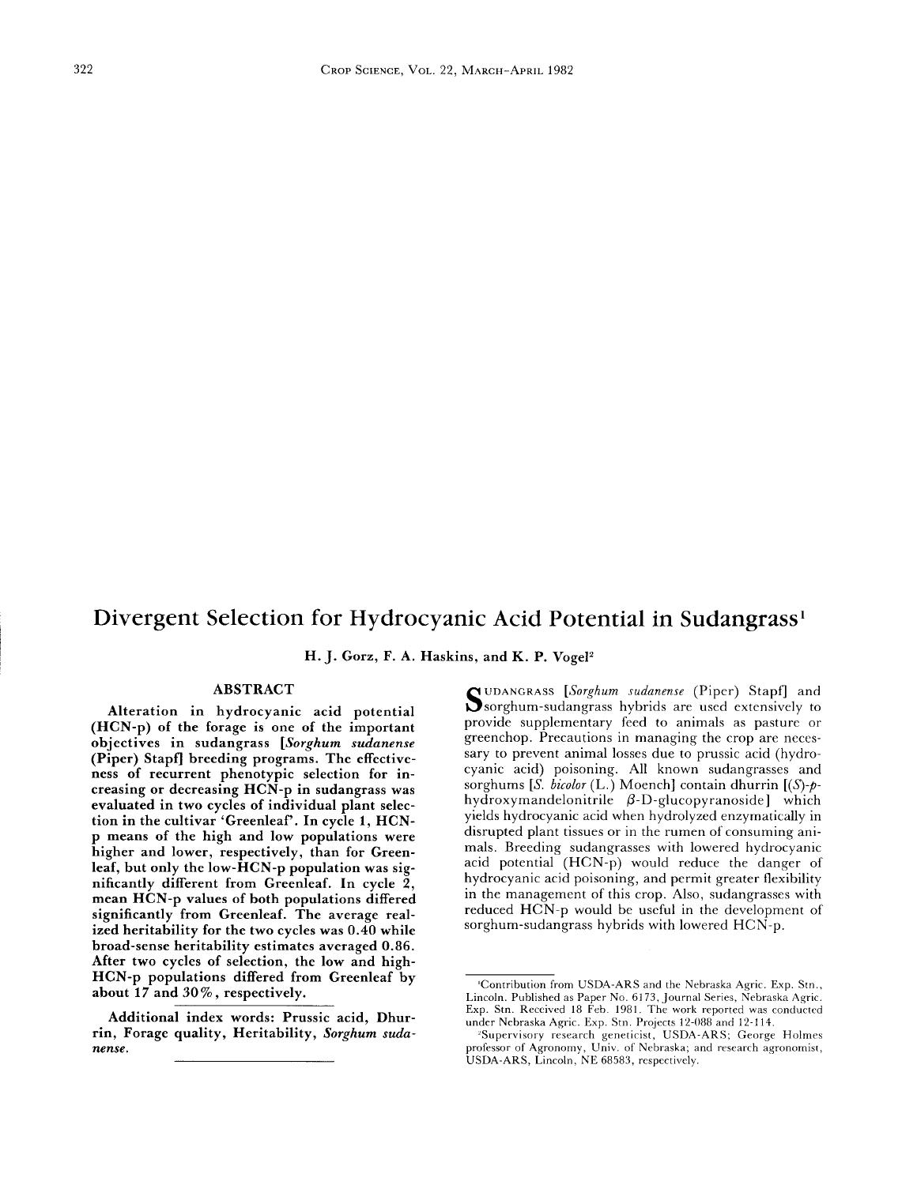# Divergent Selection for Hydrocyanic Acid Potential in Sudangrass[1]

H. J. Gorz, F. A. Haskins, and K. P. Vogel[2]

## ABSTRACT

**Alteration in hydrocyanic acid potential (HCN-p) of the forage is one of the important objectives in sudangrass [*Sorghum sudanense* (Piper) Stapf] breeding programs. The effectiveness of recurrent phenotypic selection for increasing or decreasing HCN-p in sudangrass was evaluated in two cycles of individual plant selection in the cultivar 'Greenleaf'. In cycle 1, HCN-p means of the high and low populations were higher and lower, respectively, than for Greenleaf, but only the low-HCN-p population was significantly different from Greenleaf. In cycle 2, mean HCN-p values of both populations differed significantly from Greenleaf. The average realized heritability for the two cycles was 0.40 while broad-sense heritability estimates averaged 0.86. After two cycles of selection, the low and high-HCN-p populations differed from Greenleaf by about 17 and 30%, respectively.**

**Additional index words: Prussic acid, Dhurrin, Forage quality, Heritability, *Sorghum sudanense*.**

SUDANGRASS [*Sorghum sudanense* (Piper) Stapf] and sorghum-sudangrass hybrids are used extensively to provide supplementary feed to animals as pasture or greenchop. Precautions in managing the crop are necessary to prevent animal losses due to prussic acid (hydrocyanic acid) poisoning. All known sudangrasses and sorghums [*S. bicolor* (L.) Moench] contain dhurrin [(*S*)-*p*-hydroxymandelonitrile β-D-glucopyranoside] which yields hydrocyanic acid when hydrolyzed enzymatically in disrupted plant tissues or in the rumen of consuming animals. Breeding sudangrasses with lowered hydrocyanic acid potential (HCN-p) would reduce the danger of hydrocyanic acid poisoning, and permit greater flexibility in the management of this crop. Also, sudangrasses with reduced HCN-p would be useful in the development of sorghum-sudangrass hybrids with lowered HCN-p.

---

[1] Contribution from USDA-ARS and the Nebraska Agric. Exp. Stn., Lincoln. Published as Paper No. 6173, Journal Series, Nebraska Agric. Exp. Stn. Received 18 Feb. 1981. The work reported was conducted under Nebraska Agric. Exp. Stn. Projects 12-088 and 12-114.

[2] Supervisory research geneticist, USDA-ARS; George Holmes professor of Agronomy, Univ. of Nebraska; and research agronomist, USDA-ARS, Lincoln, NE 68583, respectively.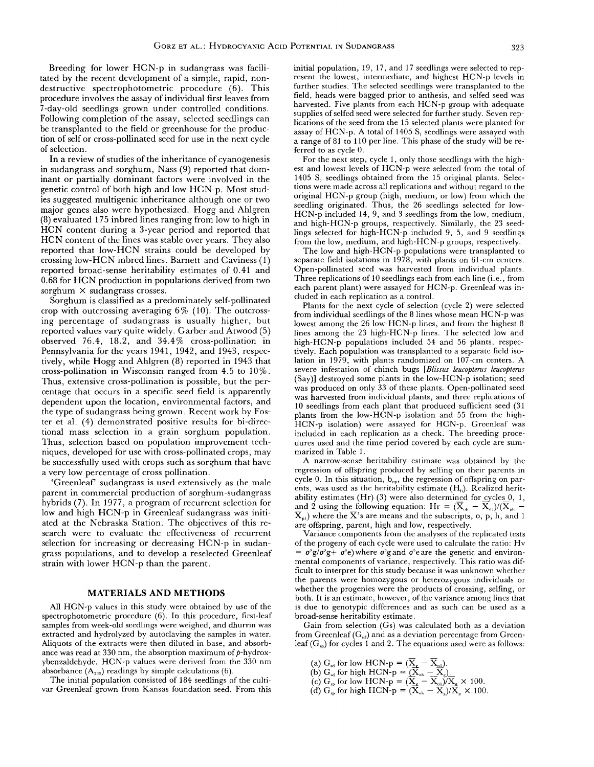Breeding for lower HCN-p in sudangrass was facilitated by the recent development of a simple, rapid, nondestructive spectrophotometric procedure (6). This procedure involves the assay of individual first leaves from 7-day-old seedlings grown under controlled conditions. Following completion of the assay, selected seedlings can be transplanted to the field or greenhouse for the production of self or cross-pollinated seed for use in the next cycle of selection.

In a review of studies of the inheritance of cyanogenesis in sudangrass and sorghum, Nass (9) reported that dominant or partially dominant factors were involved in the genetic control of both high and low HCN-p. Most studies suggested multigenic inheritance although one or two major genes also were hypothesized. Hogg and Ahlgren (8) evaluated 175 inbred lines ranging from low to high in HCN content during a 3-year period and reported that HCN content of the lines was stable over years. They also reported that low-HCN strains could be developed by crossing low-HCN inbred lines. Barnett and Caviness (1) reported broad-sense heritability estimates of 0.41 and 0.68 for HCN production in populations derived from two sorghum × sudangrass crosses.

Sorghum is classified as a predominately self-pollinated crop with outcrossing averaging 6% (10). The outcrossing percentage of sudangrass is usually higher, but reported values vary quite widely. Garber and Atwood (5) observed 76.4, 18.2, and 34.4% cross-pollination in Pennsylvania for the years 1941, 1942, and 1943, respectively, while Hogg and Ahlgren (8) reported in 1943 that cross-pollination in Wisconsin ranged from 4.5 to 10%. Thus, extensive cross-pollination is possible, but the percentage that occurs in a specific seed field is apparently dependent upon the location, environmental factors, and the type of sudangrass being grown. Recent work by Foster et al. (4) demonstrated positive results for bi-directional mass selection in a grain sorghum population. Thus, selection based on population improvement techniques, developed for use with cross-pollinated crops, may be successfully used with crops such as sorghum that have a very low percentage of cross pollination.

'Greenleaf' sudangrass is used extensively as the male parent in commercial production of sorghum-sudangrass hybrids (7). In 1977, a program of recurrent selection for low and high HCN-p in Greenleaf sudangrass was initiated at the Nebraska Station. The objectives of this research were to evaluate the effectiveness of recurrent selection for increasing or decreasing HCN-p in sudangrass populations, and to develop a reselected Greenleaf strain with lower HCN-p than the parent.

## MATERIALS AND METHODS

All HCN-p values in this study were obtained by use of the spectrophotometric procedure (6). In this procedure, first-leaf samples from week-old seedlings were weighed, and dhurrin was extracted and hydrolyzed by autoclaving the samples in water. Aliquots of the extracts were then diluted in base, and absorbance was read at 330 nm, the absorption maximum of *p*-hydroxybenzaldehyde. HCN-p values were derived from the 330 nm absorbance ($A_{330}$) readings by simple calculations (6).

The initial population consisted of 184 seedlings of the cultivar Greenleaf grown from Kansas foundation seed. From this initial population, 19, 17, and 17 seedlings were selected to represent the lowest, intermediate, and highest HCN-p levels in further studies. The selected seedlings were transplanted to the field, heads were bagged prior to anthesis, and selfed seed was harvested. Five plants from each HCN-p group with adequate supplies of selfed seed were selected for further study. Seven replications of the seed from the 15 selected plants were planted for assay of HCN-p. A total of 1405 $S_1$ seedlings were assayed with a range of 81 to 110 per line. This phase of the study will be referred to as cycle 0.

For the next step, cycle 1, only those seedlings with the highest and lowest levels of HCN-p were selected from the total of 1405 $S_1$ seedlings obtained from the 15 original plants. Selections were made across all replications and without regard to the original HCN-p group (high, medium, or low) from which the seedling originated. Thus, the 26 seedlings selected for low-HCN-p included 14, 9, and 3 seedlings from the low, medium, and high-HCN-p groups, respectively. Similarly, the 23 seedlings selected for high-HCN-p included 9, 5, and 9 seedlings from the low, medium, and high-HCN-p groups, respectively.

The low and high-HCN-p populations were transplanted to separate field isolations in 1978, with plants on 61-cm centers. Open-pollinated seed was harvested from individual plants. Three replications of 10 seedlings each from each line (i.e., from each parent plant) were assayed for HCN-p. Greenleaf was included in each replication as a control.

Plants for the next cycle of selection (cycle 2) were selected from individual seedlings of the 8 lines whose mean HCN-p was lowest among the 26 low-HCN-p lines, and from the highest 8 lines among the 23 high-HCN-p lines. The selected low and high-HCN-p populations included 54 and 56 plants, respectively. Each population was transplanted to a separate field isolation in 1979, with plants randomized on 107-cm centers. A severe infestation of chinch bugs [*Blissus leucopterus leucopterus* (Say)] destroyed some plants in the low-HCN-p isolation; seed was produced on only 33 of these plants. Open-pollinated seed was harvested from individual plants, and three replications of 10 seedlings from each plant that produced sufficient seed (31 plants from the low-HCN-p isolation and 55 from the high-HCN-p isolation) were assayed for HCN-p. Greenleaf was included in each replication as a check. The breeding procedures used and the time period covered by each cycle are summarized in Table 1.

A narrow-sense heritability estimate was obtained by the regression of offspring produced by selfing on their parents in cycle 0. In this situation, $b_{op}$, the regression of offspring on parents, was used as the heritability estimate ($H_n$). Realized heritability estimates (Hr) (3) were also determined for cycles 0, 1, and 2 using the following equation: $Hr = (\overline{X}_{oh} - \overline{X}_{ol})/(\overline{X}_{ph} - \overline{X}_{pl})$ where the $\overline{X}$'s are means and the subscripts, o, p, h, and l are offspring, parent, high and low, respectively.

Variance components from the analyses of the replicated tests of the progeny of each cycle were used to calculate the ratio: $Hv = \sigma^2g/\sigma^2g + \sigma^2e$) where $\sigma^2g$ and $\sigma^2e$ are the genetic and environmental components of variance, respectively. This ratio was difficult to interpret for this study because it was unknown whether the parents were homozygous or heterozygous individuals or whether the progenies were the products of crossing, selfing, or both. It is an estimate, however, of the variance among lines that is due to genotypic differences and as such can be used as a broad-sense heritability estimate.

Gain from selection (Gs) was calculated both as a deviation from Greenleaf ($G_{sd}$) and as a deviation percentage from Greenleaf ($G_{sp}$) for cycles 1 and 2. The equations used were as follows:

(a) $G_{sd}$ for low HCN-p = $(\overline{X}_g - \overline{X}_{ol})$.
(b) $G_{sd}$ for high HCN-p = $(\overline{X}_{oh} - \overline{X}_g)$.
(c) $G_{sp}$ for low HCN-p = $(\overline{X}_g - \overline{X}_{ol})/\overline{X}_g \times 100$.
(d) $G_{sp}$ for high HCN-p = $(\overline{X}_{oh} - \overline{X}_g)/\overline{X}_g \times 100$.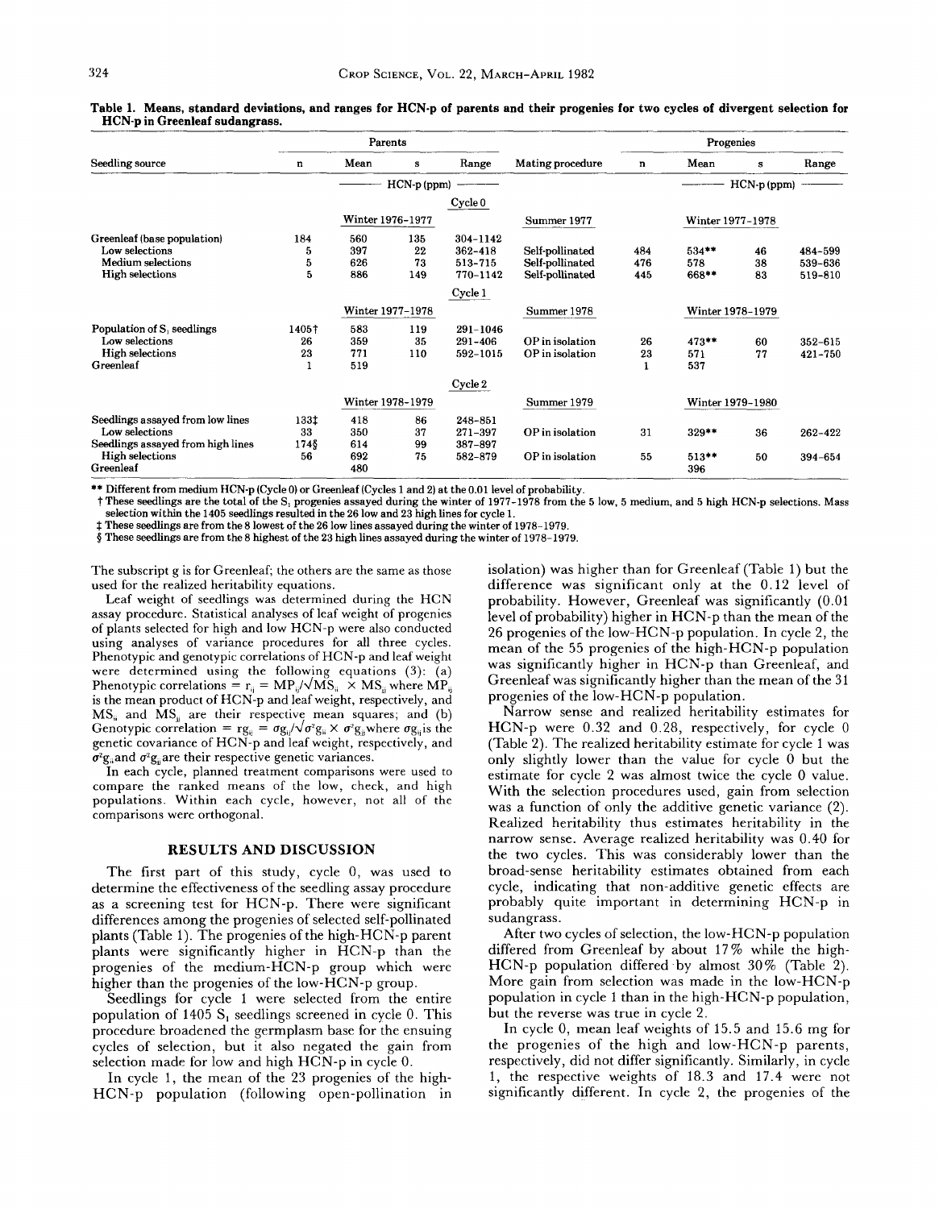Table 1. Means, standard deviations, and ranges for HCN-p of parents and their progenies for two cycles of divergent selection for HCN-p in Greenleaf sudangrass.

| Seedling source | Parents n | Parents Mean | Parents s | Parents Range | Mating procedure | Progenies n | Progenies Mean | Progenies s | Progenies Range |
|---|---|---|---|---|---|---|---|---|---|
| | | HCN-p (ppm) | | | | | HCN-p (ppm) | | |
| | | | | Cycle 0 | | | | | |
| | | Winter 1976–1977 | | | Summer 1977 | | Winter 1977–1978 | | |
| Greenleaf (base population) | 184 | 560 | 135 | 304–1142 | | | | | |
| Low selections | 5 | 397 | 22 | 362–418 | Self-pollinated | 484 | 534** | 46 | 484–599 |
| Medium selections | 5 | 626 | 73 | 513–715 | Self-pollinated | 476 | 578 | 38 | 539–636 |
| High selections | 5 | 886 | 149 | 770–1142 | Self-pollinated | 445 | 668** | 83 | 519–810 |
| | | | | Cycle 1 | | | | | |
| | | Winter 1977–1978 | | | Summer 1978 | | Winter 1978–1979 | | |
| Population of $S_1$ seedlings | 1405† | 583 | 119 | 291–1046 | | | | | |
| Low selections | 26 | 359 | 35 | 291–406 | OP in isolation | 26 | 473** | 60 | 352–615 |
| High selections | 23 | 771 | 110 | 592–1015 | OP in isolation | 23 | 571 | 77 | 421–750 |
| Greenleaf | 1 | 519 | | | | 1 | 537 | | |
| | | | | Cycle 2 | | | | | |
| | | Winter 1978–1979 | | | Summer 1979 | | Winter 1979–1980 | | |
| Seedlings assayed from low lines | 133‡ | 418 | 86 | 248–851 | | | | | |
| Low selections | 33 | 350 | 37 | 271–397 | OP in isolation | 31 | 329** | 36 | 262–422 |
| Seedlings assayed from high lines | 174§ | 614 | 99 | 387–897 | | | | | |
| High selections | 56 | 692 | 75 | 582–879 | OP in isolation | 55 | 513** | 50 | 394–654 |
| Greenleaf | | 480 | | | | | 396 | | |

** Different from medium HCN-p (Cycle 0) or Greenleaf (Cycles 1 and 2) at the 0.01 level of probability.

† These seedlings are the total of the $S_1$ progenies assayed during the winter of 1977–1978 from the 5 low, 5 medium, and 5 high HCN-p selections. Mass selection within the 1405 seedlings resulted in the 26 low and 23 high lines for cycle 1.

‡ These seedlings are from the 8 lowest of the 26 low lines assayed during the winter of 1978–1979.

§ These seedlings are from the 8 highest of the 23 high lines assayed during the winter of 1978–1979.

The subscript g is for Greenleaf; the others are the same as those used for the realized heritability equations.

Leaf weight of seedlings was determined during the HCN assay procedure. Statistical analyses of leaf weight of progenies of plants selected for high and low HCN-p were also conducted using analyses of variance procedures for all three cycles. Phenotypic and genotypic correlations of HCN-p and leaf weight were determined using the following equations (3): (a) Phenotypic correlations = $r_{ij} = MP_{ij}/\sqrt{MS_{ii}} \times MS_{jj}$ where $MP_{ij}$ is the mean product of HCN-p and leaf weight, respectively, and $MS_{ii}$ and $MS_{jj}$ are their respective mean squares; and (b) Genotypic correlation = $rg_{ij} = \sigma g_{ij}/\sqrt{\sigma^2 g_{ii} \times \sigma^2 g_{jj}}$ where $\sigma g_{ij}$ is the genetic covariance of HCN-p and leaf weight, respectively, and $\sigma^2 g_{ii}$ and $\sigma^2 g_{jj}$ are their respective genetic variances.

In each cycle, planned treatment comparisons were used to compare the ranked means of the low, check, and high populations. Within each cycle, however, not all of the comparisons were orthogonal.

## RESULTS AND DISCUSSION

The first part of this study, cycle 0, was used to determine the effectiveness of the seedling assay procedure as a screening test for HCN-p. There were significant differences among the progenies of selected self-pollinated plants (Table 1). The progenies of the high-HCN-p parent plants were significantly higher in HCN-p than the progenies of the medium-HCN-p group which were higher than the progenies of the low-HCN-p group.

Seedlings for cycle 1 were selected from the entire population of 1405 $S_1$ seedlings screened in cycle 0. This procedure broadened the germplasm base for the ensuing cycles of selection, but it also negated the gain from selection made for low and high HCN-p in cycle 0.

In cycle 1, the mean of the 23 progenies of the high-HCN-p population (following open-pollination in isolation) was higher than for Greenleaf (Table 1) but the difference was significant only at the 0.12 level of probability. However, Greenleaf was significantly (0.01 level of probability) higher in HCN-p than the mean of the 26 progenies of the low-HCN-p population. In cycle 2, the mean of the 55 progenies of the high-HCN-p population was significantly higher in HCN-p than Greenleaf, and Greenleaf was significantly higher than the mean of the 31 progenies of the low-HCN-p population.

Narrow sense and realized heritability estimates for HCN-p were 0.32 and 0.28, respectively, for cycle 0 (Table 2). The realized heritability estimate for cycle 1 was only slightly lower than the value for cycle 0 but the estimate for cycle 2 was almost twice the cycle 0 value. With the selection procedures used, gain from selection was a function of only the additive genetic variance (2). Realized heritability thus estimates heritability in the narrow sense. Average realized heritability was 0.40 for the two cycles. This was considerably lower than the broad-sense heritability estimates obtained from each cycle, indicating that non-additive genetic effects are probably quite important in determining HCN-p in sudangrass.

After two cycles of selection, the low-HCN-p population differed from Greenleaf by about 17% while the high-HCN-p population differed by almost 30% (Table 2). More gain from selection was made in the low-HCN-p population in cycle 1 than in the high-HCN-p population, but the reverse was true in cycle 2.

In cycle 0, mean leaf weights of 15.5 and 15.6 mg for the progenies of the high and low-HCN-p parents, respectively, did not differ significantly. Similarly, in cycle 1, the respective weights of 18.3 and 17.4 were not significantly different. In cycle 2, the progenies of the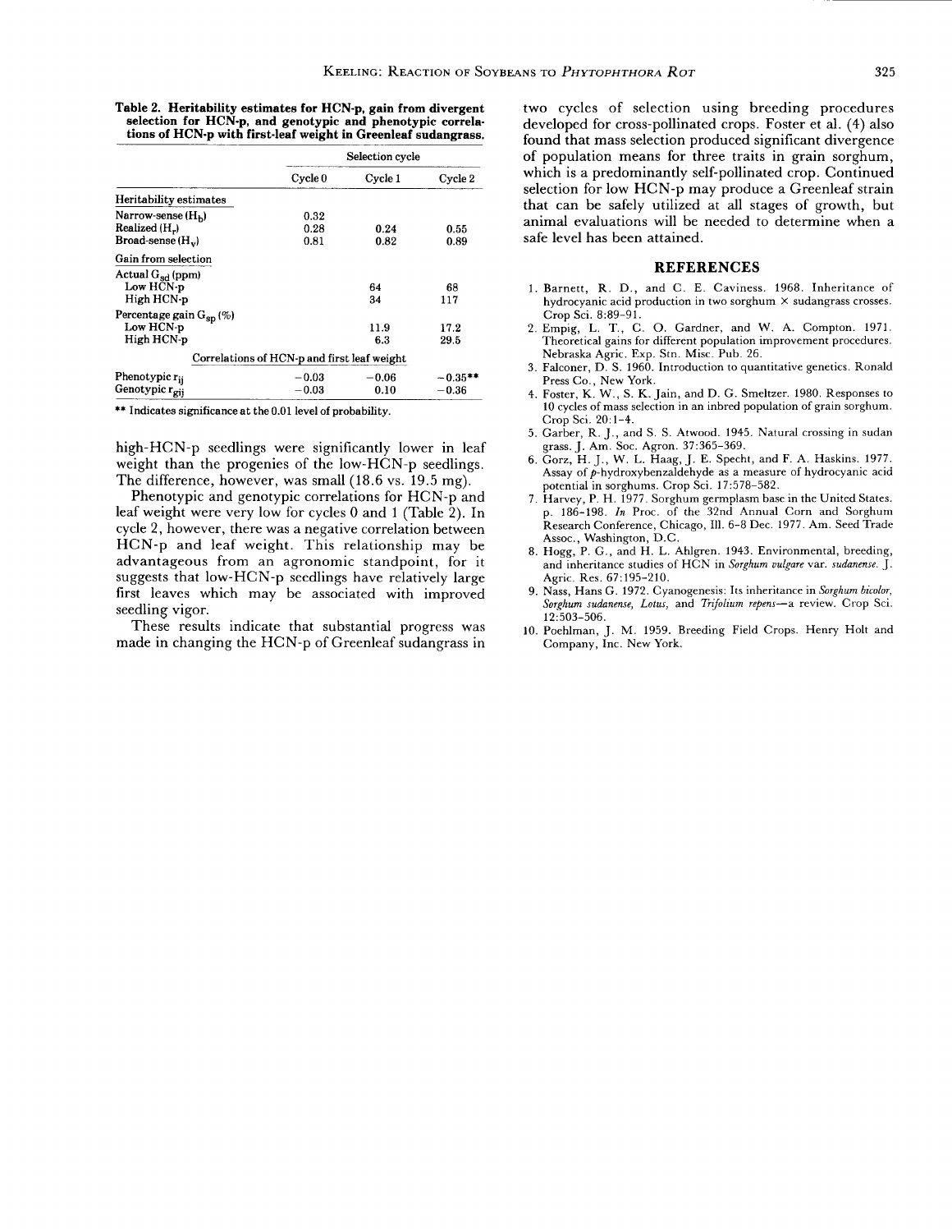**Table 2. Heritability estimates for HCN-p, gain from divergent selection for HCN-p, and genotypic and phenotypic correlations of HCN-p with first-leaf weight in Greenleaf sudangrass.**

| | Selection cycle | | |
|---|---|---|---|
| | Cycle 0 | Cycle 1 | Cycle 2 |
| *Heritability estimates* | | | |
| Narrow-sense ($H_b$) | 0.32 | | |
| Realized ($H_r$) | 0.28 | 0.24 | 0.55 |
| Broad-sense ($H_v$) | 0.81 | 0.82 | 0.89 |
| *Gain from selection* | | | |
| Actual $G_{sd}$ (ppm) | | | |
| Low HCN-p | | 64 | 68 |
| High HCN-p | | 34 | 117 |
| Percentage gain $G_{sp}$ (%) | | | |
| Low HCN-p | | 11.9 | 17.2 |
| High HCN-p | | 6.3 | 29.5 |
| *Correlations of HCN-p and first leaf weight* | | | |
| Phenotypic $r_{ij}$ | −0.03 | −0.06 | −0.35** |
| Genotypic $r_{gij}$ | −0.03 | 0.10 | −0.36 |

** Indicates significance at the 0.01 level of probability.

high-HCN-p seedlings were significantly lower in leaf weight than the progenies of the low-HCN-p seedlings. The difference, however, was small (18.6 vs. 19.5 mg).

Phenotypic and genotypic correlations for HCN-p and leaf weight were very low for cycles 0 and 1 (Table 2). In cycle 2, however, there was a negative correlation between HCN-p and leaf weight. This relationship may be advantageous from an agronomic standpoint, for it suggests that low-HCN-p seedlings have relatively large first leaves which may be associated with improved seedling vigor.

These results indicate that substantial progress was made in changing the HCN-p of Greenleaf sudangrass in two cycles of selection using breeding procedures developed for cross-pollinated crops. Foster et al. (4) also found that mass selection produced significant divergence of population means for three traits in grain sorghum, which is a predominantly self-pollinated crop. Continued selection for low HCN-p may produce a Greenleaf strain that can be safely utilized at all stages of growth, but animal evaluations will be needed to determine when a safe level has been attained.

## REFERENCES

1. Barnett, R. D., and C. E. Caviness. 1968. Inheritance of hydrocyanic acid production in two sorghum × sudangrass crosses. Crop Sci. 8:89–91.
2. Empig, L. T., C. O. Gardner, and W. A. Compton. 1971. Theoretical gains for different population improvement procedures. Nebraska Agric. Exp. Stn. Misc. Pub. 26.
3. Falconer, D. S. 1960. Introduction to quantitative genetics. Ronald Press Co., New York.
4. Foster, K. W., S. K. Jain, and D. G. Smeltzer. 1980. Responses to 10 cycles of mass selection in an inbred population of grain sorghum. Crop Sci. 20:1–4.
5. Garber, R. J., and S. S. Atwood. 1945. Natural crossing in sudan grass. J. Am. Soc. Agron. 37:365–369.
6. Gorz, H. J., W. L. Haag, J. E. Specht, and F. A. Haskins. 1977. Assay of *p*-hydroxybenzaldehyde as a measure of hydrocyanic acid potential in sorghums. Crop Sci. 17:578–582.
7. Harvey, P. H. 1977. Sorghum germplasm base in the United States. p. 186–198. *In* Proc. of the 32nd Annual Corn and Sorghum Research Conference, Chicago, Ill. 6–8 Dec. 1977. Am. Seed Trade Assoc., Washington, D.C.
8. Hogg, P. G., and H. L. Ahlgren. 1943. Environmental, breeding, and inheritance studies of HCN in *Sorghum vulgare* var. *sudanense*. J. Agric. Res. 67:195–210.
9. Nass, Hans G. 1972. Cyanogenesis: Its inheritance in *Sorghum bicolor, Sorghum sudanense, Lotus,* and *Trifolium repens*—a review. Crop Sci. 12:503–506.
10. Poehlman, J. M. 1959. Breeding Field Crops. Henry Holt and Company, Inc. New York.